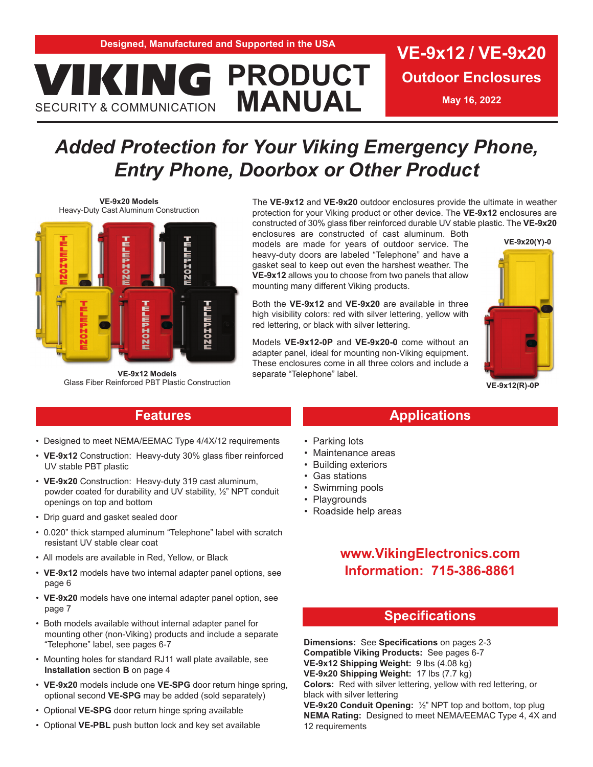Designed, Manufactured and Supported in the USA

# VIKING PRODUCT MANUAL

SECURITY & COMMUNICATION

# VE-9x12 / VE-9x20

## Outdoor Enclosures

May 16, 2022

## *Added Protection for Your Viking Emergency Phone, Entry Phone, Doorbox or Other Product*

**VE-9x20 Models**
Heavy-Duty Cast Aluminum Construction

**VE-9x12 Models**
Glass Fiber Reinforced PBT Plastic Construction

The **VE-9x12** and **VE-9x20** outdoor enclosures provide the ultimate in weather protection for your Viking product or other device. The **VE-9x12** enclosures are constructed of 30% glass fiber reinforced durable UV stable plastic. The **VE-9x20** enclosures are constructed of cast aluminum. Both models are made for years of outdoor service. The heavy-duty doors are labeled "Telephone" and have a gasket seal to keep out even the harshest weather. The **VE-9x12** allows you to choose from two panels that allow mounting many different Viking products.

Both the **VE-9x12** and **VE-9x20** are available in three high visibility colors: red with silver lettering, yellow with red lettering, or black with silver lettering.

Models **VE-9x12-0P** and **VE-9x20-0** come without an adapter panel, ideal for mounting non-Viking equipment. These enclosures come in all three colors and include a separate "Telephone" label.

**VE-9x20(Y)-0**

**VE-9x12(R)-0P**

## Features

- Designed to meet NEMA/EEMAC Type 4/4X/12 requirements
- **VE-9x12** Construction: Heavy-duty 30% glass fiber reinforced UV stable PBT plastic
- **VE-9x20** Construction: Heavy-duty 319 cast aluminum, powder coated for durability and UV stability, ½" NPT conduit openings on top and bottom
- Drip guard and gasket sealed door
- 0.020" thick stamped aluminum "Telephone" label with scratch resistant UV stable clear coat
- All models are available in Red, Yellow, or Black
- **VE-9x12** models have two internal adapter panel options, see page 6
- **VE-9x20** models have one internal adapter panel option, see page 7
- Both models available without internal adapter panel for mounting other (non-Viking) products and include a separate "Telephone" label, see pages 6-7
- Mounting holes for standard RJ11 wall plate available, see **Installation** section **B** on page 4
- **VE-9x20** models include one **VE-SPG** door return hinge spring, optional second **VE-SPG** may be added (sold separately)
- Optional **VE-SPG** door return hinge spring available
- Optional **VE-PBL** push button lock and key set available

## Applications

- Parking lots
- Maintenance areas
- Building exteriors
- Gas stations
- Swimming pools
- Playgrounds
- Roadside help areas

**www.VikingElectronics.com**
**Information: 715-386-8861**

## Specifications

**Dimensions:** See **Specifications** on pages 2-3
**Compatible Viking Products:** See pages 6-7
**VE-9x12 Shipping Weight:** 9 lbs (4.08 kg)
**VE-9x20 Shipping Weight:** 17 lbs (7.7 kg)
**Colors:** Red with silver lettering, yellow with red lettering, or black with silver lettering
**VE-9x20 Conduit Opening:** ½" NPT top and bottom, top plug
**NEMA Rating:** Designed to meet NEMA/EEMAC Type 4, 4X and 12 requirements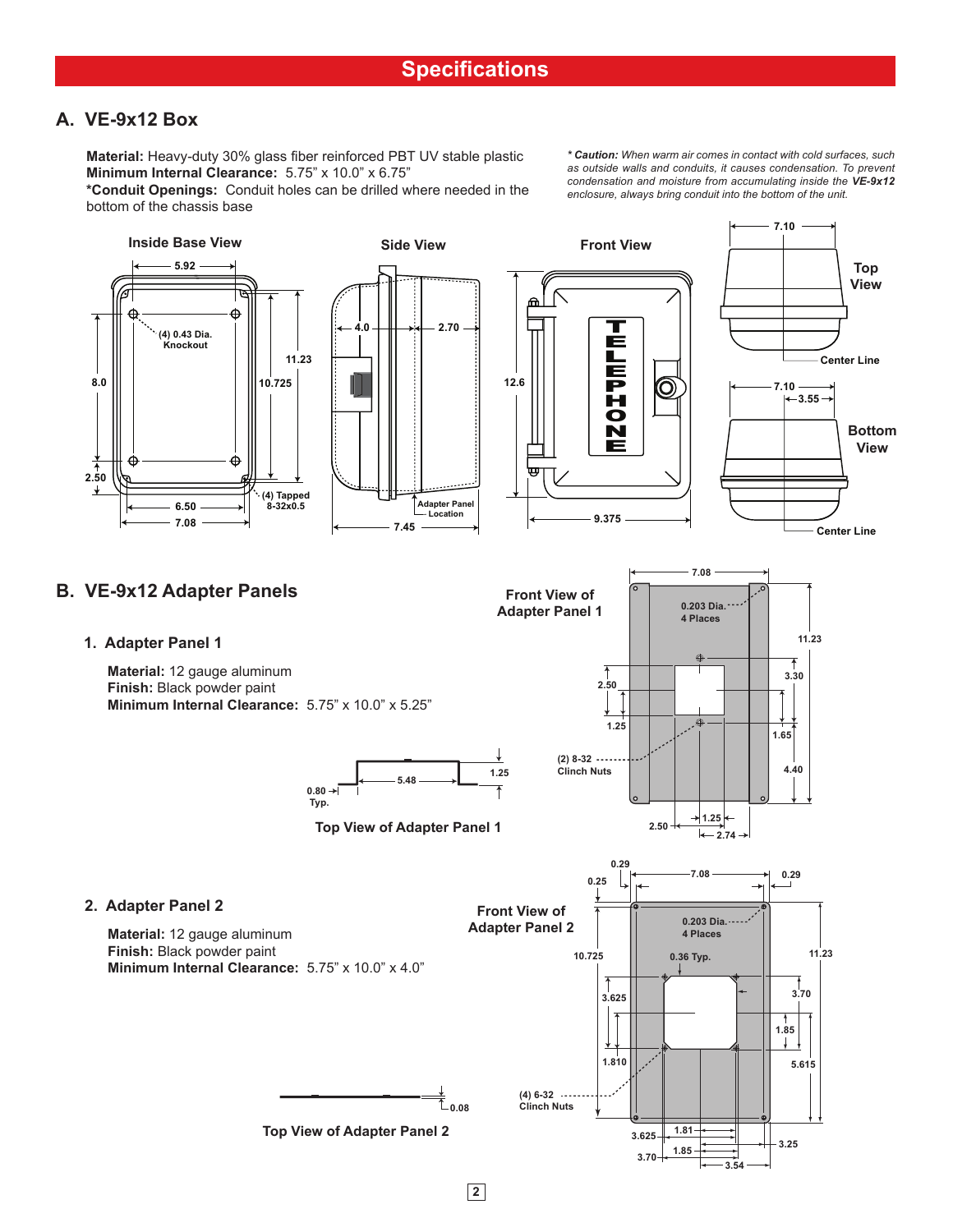# Specifications

## A. VE-9x12 Box

**Material:** Heavy-duty 30% glass fiber reinforced PBT UV stable plastic
**Minimum Internal Clearance:** 5.75" x 10.0" x 6.75"
***Conduit Openings:** Conduit holes can be drilled where needed in the bottom of the chassis base

*** Caution:** *When warm air comes in contact with cold surfaces, such as outside walls and conduits, it causes condensation. To prevent condensation and moisture from accumulating inside the* ***VE-9x12*** *enclosure, always bring conduit into the bottom of the unit.*

Inside Base View

5.92, (4) 0.43 Dia. Knockout, 11.23, 8.0, 10.725, 2.50, 6.50, 7.08, (4) Tapped 8-32x0.5

Side View

4.0, 2.70, Adapter Panel Location, 7.45

Front View

12.6, 9.375, TELEPHONE

Top View

7.10, Center Line

Bottom View

7.10, 3.55, Center Line

## B. VE-9x12 Adapter Panels

### 1. Adapter Panel 1

**Material:** 12 gauge aluminum
**Finish:** Black powder paint
**Minimum Internal Clearance:** 5.75" x 10.0" x 5.25"

Top View of Adapter Panel 1

0.80 Typ., 5.48, 1.25

Front View of Adapter Panel 1

7.08, 0.203 Dia. 4 Places, 11.23, 2.50, 1.25, 3.30, 1.65, (2) 8-32 Clinch Nuts, 4.40, 2.50, 1.25, 2.74

### 2. Adapter Panel 2

**Material:** 12 gauge aluminum
**Finish:** Black powder paint
**Minimum Internal Clearance:** 5.75" x 10.0" x 4.0"

Top View of Adapter Panel 2

0.08

Front View of Adapter Panel 2

0.29, 0.25, 7.08, 0.29, 0.203 Dia. 4 Places, 10.725, 0.36 Typ., 11.23, 3.625, 3.70, 1.85, 1.810, 5.615, (4) 6-32 Clinch Nuts, 3.625, 1.81, 3.25, 3.70, 1.85, 3.54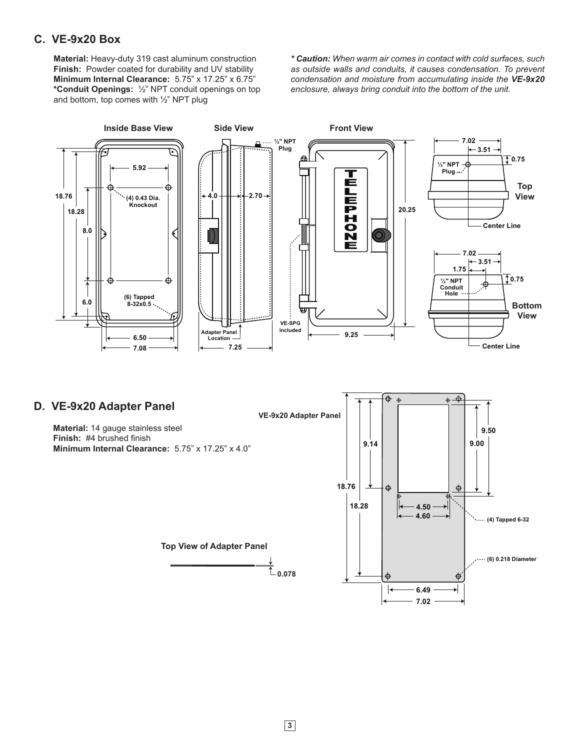## C. VE-9x20 Box

**Material:** Heavy-duty 319 cast aluminum construction
**Finish:** Powder coated for durability and UV stability
**Minimum Internal Clearance:** 5.75" x 17.25" x 6.75"
***Conduit Openings:** ½" NPT conduit openings on top and bottom, top comes with ½" NPT plug

*** Caution:** *When warm air comes in contact with cold surfaces, such as outside walls and conduits, it causes condensation. To prevent condensation and moisture from accumulating inside the **VE-9x20** enclosure, always bring conduit into the bottom of the unit.*

Inside Base View — Side View — Front View

Top View — Bottom View

## D. VE-9x20 Adapter Panel

**Material:** 14 gauge stainless steel
**Finish:** #4 brushed finish
**Minimum Internal Clearance:** 5.75" x 17.25" x 4.0"

VE-9x20 Adapter Panel

Top View of Adapter Panel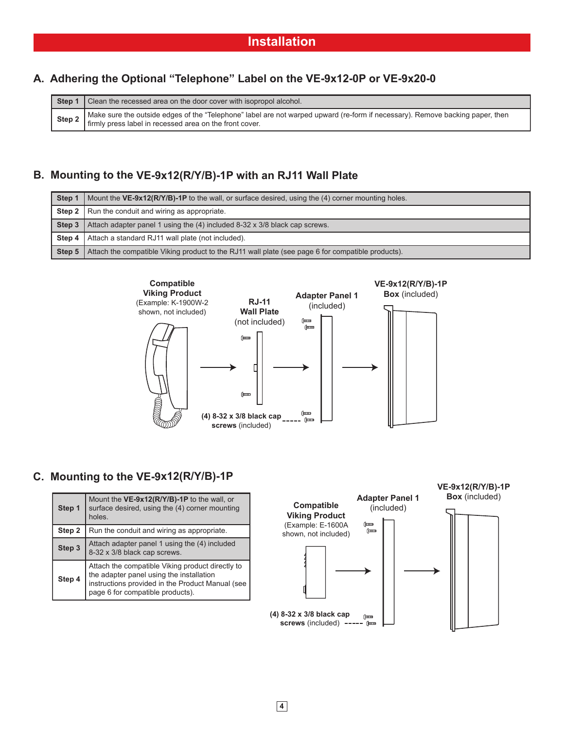# Installation

## A. Adhering the Optional "Telephone" Label on the VE-9x12-0P or VE-9x20-0

| Step | Description |
| --- | --- |
| **Step 1** | Clean the recessed area on the door cover with isopropol alcohol. |
| **Step 2** | Make sure the outside edges of the "Telephone" label are not warped upward (re-form if necessary). Remove backing paper, then firmly press label in recessed area on the front cover. |

## B. Mounting to the VE-9x12(R/Y/B)-1P with an RJ11 Wall Plate

| Step | Description |
| --- | --- |
| **Step 1** | Mount the **VE-9x12(R/Y/B)-1P** to the wall, or surface desired, using the (4) corner mounting holes. |
| **Step 2** | Run the conduit and wiring as appropriate. |
| **Step 3** | Attach adapter panel 1 using the (4) included 8-32 x 3/8 black cap screws. |
| **Step 4** | Attach a standard RJ11 wall plate (not included). |
| **Step 5** | Attach the compatible Viking product to the RJ11 wall plate (see page 6 for compatible products). |

**Compatible Viking Product** (Example: K-1900W-2 shown, not included)

**RJ-11 Wall Plate** (not included)

**Adapter Panel 1** (included)

**VE-9x12(R/Y/B)-1P Box** (included)

**(4) 8-32 x 3/8 black cap screws** (included)

## C. Mounting to the VE-9x12(R/Y/B)-1P

| Step | Description |
| --- | --- |
| **Step 1** | Mount the **VE-9x12(R/Y/B)-1P** to the wall, or surface desired, using the (4) corner mounting holes. |
| **Step 2** | Run the conduit and wiring as appropriate. |
| **Step 3** | Attach adapter panel 1 using the (4) included 8-32 x 3/8 black cap screws. |
| **Step 4** | Attach the compatible Viking product directly to the adapter panel using the installation instructions provided in the Product Manual (see page 6 for compatible products). |

**Compatible Viking Product** (Example: E-1600A shown, not included)

**Adapter Panel 1** (included)

**VE-9x12(R/Y/B)-1P Box** (included)

**(4) 8-32 x 3/8 black cap screws** (included)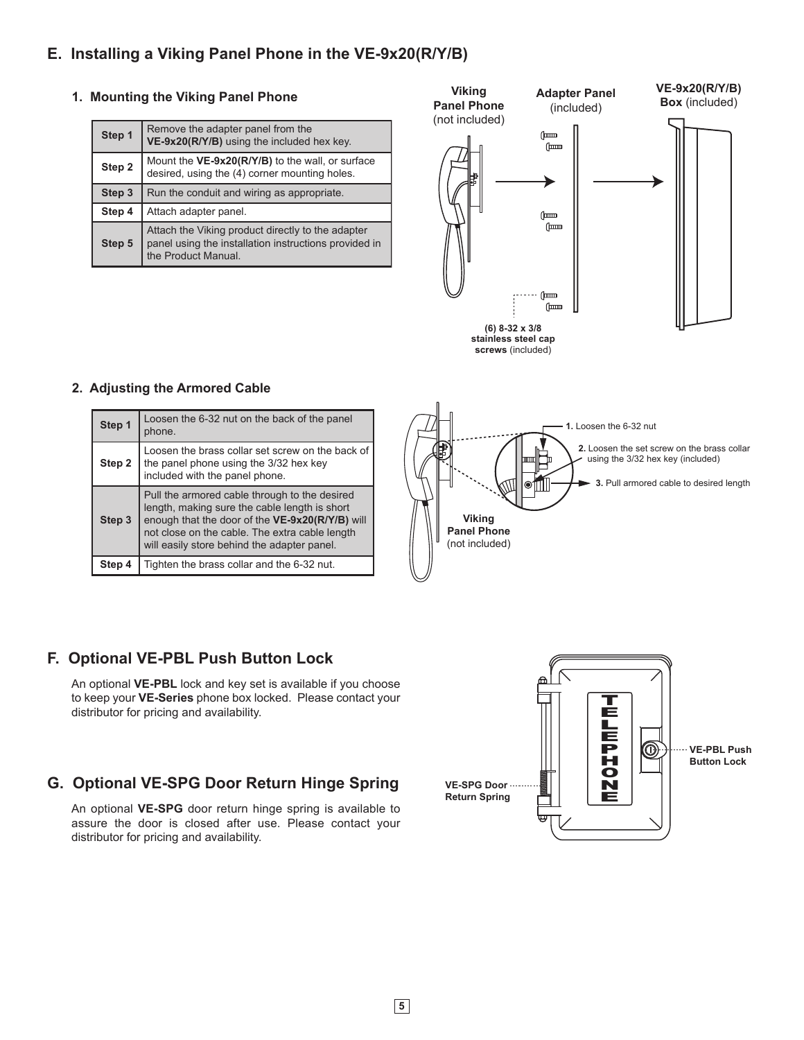## E. Installing a Viking Panel Phone in the VE-9x20(R/Y/B)

### 1. Mounting the Viking Panel Phone

| Step | Instruction |
|---|---|
| Step 1 | Remove the adapter panel from the **VE-9x20(R/Y/B)** using the included hex key. |
| Step 2 | Mount the **VE-9x20(R/Y/B)** to the wall, or surface desired, using the (4) corner mounting holes. |
| Step 3 | Run the conduit and wiring as appropriate. |
| Step 4 | Attach adapter panel. |
| Step 5 | Attach the Viking product directly to the adapter panel using the installation instructions provided in the Product Manual. |

**Viking Panel Phone** (not included)

**Adapter Panel** (included)

**VE-9x20(R/Y/B) Box** (included)

**(6) 8-32 x 3/8 stainless steel cap screws** (included)

### 2. Adjusting the Armored Cable

| Step | Instruction |
|---|---|
| Step 1 | Loosen the 6-32 nut on the back of the panel phone. |
| Step 2 | Loosen the brass collar set screw on the back of the panel phone using the 3/32 hex key included with the panel phone. |
| Step 3 | Pull the armored cable through to the desired length, making sure the cable length is short enough that the door of the **VE-9x20(R/Y/B)** will not close on the cable. The extra cable length will easily store behind the adapter panel. |
| Step 4 | Tighten the brass collar and the 6-32 nut. |

**1.** Loosen the 6-32 nut

**2.** Loosen the set screw on the brass collar using the 3/32 hex key (included)

**3.** Pull armored cable to desired length

**Viking Panel Phone** (not included)

## F. Optional VE-PBL Push Button Lock

An optional **VE-PBL** lock and key set is available if you choose to keep your **VE-Series** phone box locked. Please contact your distributor for pricing and availability.

## G. Optional VE-SPG Door Return Hinge Spring

An optional **VE-SPG** door return hinge spring is available to assure the door is closed after use. Please contact your distributor for pricing and availability.

**VE-SPG Door Return Spring**

**VE-PBL Push Button Lock**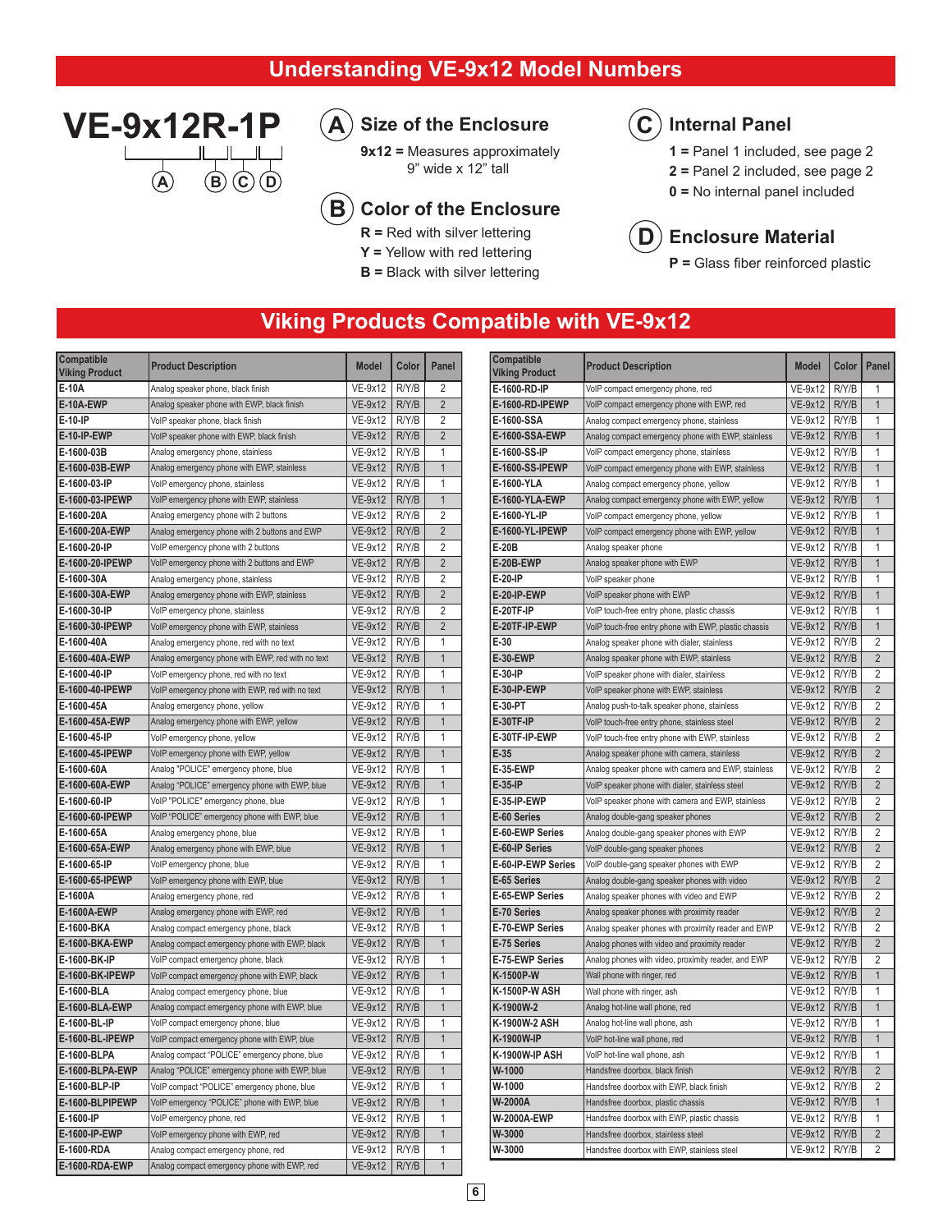# Understanding VE-9x12 Model Numbers

**VE-9x12R-1P**

(A) = 9x12, (B) = R, (C) = 1, (D) = P

## (A) Size of the Enclosure

**9x12 =** Measures approximately 9" wide x 12" tall

## (B) Color of the Enclosure

**R =** Red with silver lettering
**Y =** Yellow with red lettering
**B =** Black with silver lettering

## (C) Internal Panel

**1 =** Panel 1 included, see page 2
**2 =** Panel 2 included, see page 2
**0 =** No internal panel included

## (D) Enclosure Material

**P =** Glass fiber reinforced plastic

# Viking Products Compatible with VE-9x12

| Compatible Viking Product | Product Description | Model | Color | Panel |
|---|---|---|---|---|
| E-10A | Analog speaker phone, black finish | VE-9x12 | R/Y/B | 2 |
| E-10A-EWP | Analog speaker phone with EWP, black finish | VE-9x12 | R/Y/B | 2 |
| E-10-IP | VoIP speaker phone, black finish | VE-9x12 | R/Y/B | 2 |
| E-10-IP-EWP | VoIP speaker phone with EWP, black finish | VE-9x12 | R/Y/B | 2 |
| E-1600-03B | Analog emergency phone, stainless | VE-9x12 | R/Y/B | 1 |
| E-1600-03B-EWP | Analog emergency phone with EWP, stainless | VE-9x12 | R/Y/B | 1 |
| E-1600-03-IP | VoIP emergency phone, stainless | VE-9x12 | R/Y/B | 1 |
| E-1600-03-IPEWP | VoIP emergency phone with EWP, stainless | VE-9x12 | R/Y/B | 1 |
| E-1600-20A | Analog emergency phone with 2 buttons | VE-9x12 | R/Y/B | 2 |
| E-1600-20A-EWP | Analog emergency phone with 2 buttons and EWP | VE-9x12 | R/Y/B | 2 |
| E-1600-20-IP | VoIP emergency phone with 2 buttons | VE-9x12 | R/Y/B | 2 |
| E-1600-20-IPEWP | VoIP emergency phone with 2 buttons and EWP | VE-9x12 | R/Y/B | 2 |
| E-1600-30A | Analog emergency phone, stainless | VE-9x12 | R/Y/B | 2 |
| E-1600-30A-EWP | Analog emergency phone with EWP, stainless | VE-9x12 | R/Y/B | 2 |
| E-1600-30-IP | VoIP emergency phone, stainless | VE-9x12 | R/Y/B | 2 |
| E-1600-30-IPEWP | VoIP emergency phone with EWP, stainless | VE-9x12 | R/Y/B | 2 |
| E-1600-40A | Analog emergency phone, red with no text | VE-9x12 | R/Y/B | 1 |
| E-1600-40A-EWP | Analog emergency phone with EWP, red with no text | VE-9x12 | R/Y/B | 1 |
| E-1600-40-IP | VoIP emergency phone, red with no text | VE-9x12 | R/Y/B | 1 |
| E-1600-40-IPEWP | VoIP emergency phone with EWP, red with no text | VE-9x12 | R/Y/B | 1 |
| E-1600-45A | Analog emergency phone, yellow | VE-9x12 | R/Y/B | 1 |
| E-1600-45A-EWP | Analog emergency phone with EWP, yellow | VE-9x12 | R/Y/B | 1 |
| E-1600-45-IP | VoIP emergency phone, yellow | VE-9x12 | R/Y/B | 1 |
| E-1600-45-IPEWP | VoIP emergency phone with EWP, yellow | VE-9x12 | R/Y/B | 1 |
| E-1600-60A | Analog "POLICE" emergency phone, blue | VE-9x12 | R/Y/B | 1 |
| E-1600-60A-EWP | Analog "POLICE" emergency phone with EWP, blue | VE-9x12 | R/Y/B | 1 |
| E-1600-60-IP | VoIP "POLICE" emergency phone, blue | VE-9x12 | R/Y/B | 1 |
| E-1600-60-IPEWP | VoIP "POLICE" emergency phone with EWP, blue | VE-9x12 | R/Y/B | 1 |
| E-1600-65A | Analog emergency phone, blue | VE-9x12 | R/Y/B | 1 |
| E-1600-65A-EWP | Analog emergency phone with EWP, blue | VE-9x12 | R/Y/B | 1 |
| E-1600-65-IP | VoIP emergency phone, blue | VE-9x12 | R/Y/B | 1 |
| E-1600-65-IPEWP | VoIP emergency phone with EWP, blue | VE-9x12 | R/Y/B | 1 |
| E-1600A | Analog emergency phone, red | VE-9x12 | R/Y/B | 1 |
| E-1600A-EWP | Analog emergency phone with EWP, red | VE-9x12 | R/Y/B | 1 |
| E-1600-BKA | Analog compact emergency phone, black | VE-9x12 | R/Y/B | 1 |
| E-1600-BKA-EWP | Analog compact emergency phone with EWP, black | VE-9x12 | R/Y/B | 1 |
| E-1600-BK-IP | VoIP compact emergency phone, black | VE-9x12 | R/Y/B | 1 |
| E-1600-BK-IPEWP | VoIP compact emergency phone with EWP, black | VE-9x12 | R/Y/B | 1 |
| E-1600-BLA | Analog compact emergency phone, blue | VE-9x12 | R/Y/B | 1 |
| E-1600-BLA-EWP | Analog compact emergency phone with EWP, blue | VE-9x12 | R/Y/B | 1 |
| E-1600-BL-IP | VoIP compact emergency phone, blue | VE-9x12 | R/Y/B | 1 |
| E-1600-BL-IPEWP | VoIP compact emergency phone with EWP, blue | VE-9x12 | R/Y/B | 1 |
| E-1600-BLPA | Analog compact "POLICE" emergency phone, blue | VE-9x12 | R/Y/B | 1 |
| E-1600-BLPA-EWP | Analog "POLICE" emergency phone with EWP, blue | VE-9x12 | R/Y/B | 1 |
| E-1600-BLP-IP | VoIP compact "POLICE" emergency phone, blue | VE-9x12 | R/Y/B | 1 |
| E-1600-BLPIPEWP | VoIP emergency "POLICE" phone with EWP, blue | VE-9x12 | R/Y/B | 1 |
| E-1600-IP | VoIP emergency phone, red | VE-9x12 | R/Y/B | 1 |
| E-1600-IP-EWP | VoIP emergency phone with EWP, red | VE-9x12 | R/Y/B | 1 |
| E-1600-RDA | Analog compact emergency phone, red | VE-9x12 | R/Y/B | 1 |
| E-1600-RDA-EWP | Analog compact emergency phone with EWP, red | VE-9x12 | R/Y/B | 1 |
| E-1600-RD-IP | VoIP compact emergency phone, red | VE-9x12 | R/Y/B | 1 |
| E-1600-RD-IPEWP | VoIP compact emergency phone with EWP, red | VE-9x12 | R/Y/B | 1 |
| E-1600-SSA | Analog compact emergency phone, stainless | VE-9x12 | R/Y/B | 1 |
| E-1600-SSA-EWP | Analog compact emergency phone with EWP, stainless | VE-9x12 | R/Y/B | 1 |
| E-1600-SS-IP | VoIP compact emergency phone, stainless | VE-9x12 | R/Y/B | 1 |
| E-1600-SS-IPEWP | VoIP compact emergency phone with EWP, stainless | VE-9x12 | R/Y/B | 1 |
| E-1600-YLA | Analog compact emergency phone, yellow | VE-9x12 | R/Y/B | 1 |
| E-1600-YLA-EWP | Analog compact emergency phone with EWP, yellow | VE-9x12 | R/Y/B | 1 |
| E-1600-YL-IP | VoIP compact emergency phone, yellow | VE-9x12 | R/Y/B | 1 |
| E-1600-YL-IPEWP | VoIP compact emergency phone with EWP, yellow | VE-9x12 | R/Y/B | 1 |
| E-20B | Analog speaker phone | VE-9x12 | R/Y/B | 1 |
| E-20B-EWP | Analog speaker phone with EWP | VE-9x12 | R/Y/B | 1 |
| E-20-IP | VoIP speaker phone | VE-9x12 | R/Y/B | 1 |
| E-20-IP-EWP | VoIP speaker phone with EWP | VE-9x12 | R/Y/B | 1 |
| E-20TF-IP | VoIP touch-free entry phone, plastic chassis | VE-9x12 | R/Y/B | 1 |
| E-20TF-IP-EWP | VoIP touch-free entry phone with EWP, plastic chassis | VE-9x12 | R/Y/B | 1 |
| E-30 | Analog speaker phone with dialer, stainless | VE-9x12 | R/Y/B | 2 |
| E-30-EWP | Analog speaker phone with EWP, stainless | VE-9x12 | R/Y/B | 2 |
| E-30-IP | VoIP speaker phone with dialer, stainless | VE-9x12 | R/Y/B | 2 |
| E-30-IP-EWP | VoIP speaker phone with EWP, stainless | VE-9x12 | R/Y/B | 2 |
| E-30-PT | Analog push-to-talk speaker phone, stainless | VE-9x12 | R/Y/B | 2 |
| E-30TF-IP | VoIP touch-free entry phone, stainless steel | VE-9x12 | R/Y/B | 2 |
| E-30TF-IP-EWP | VoIP touch-free entry phone with EWP, stainless | VE-9x12 | R/Y/B | 2 |
| E-35 | Analog speaker phone with camera, stainless | VE-9x12 | R/Y/B | 2 |
| E-35-EWP | Analog speaker phone with camera and EWP, stainless | VE-9x12 | R/Y/B | 2 |
| E-35-IP | VoIP speaker phone with dialer, stainless steel | VE-9x12 | R/Y/B | 2 |
| E-35-IP-EWP | VoIP speaker phone with camera and EWP, stainless | VE-9x12 | R/Y/B | 2 |
| E-60 Series | Analog double-gang speaker phones | VE-9x12 | R/Y/B | 2 |
| E-60-EWP Series | Analog double-gang speaker phones with EWP | VE-9x12 | R/Y/B | 2 |
| E-60-IP Series | VoIP double-gang speaker phones | VE-9x12 | R/Y/B | 2 |
| E-60-IP-EWP Series | VoIP double-gang speaker phones with EWP | VE-9x12 | R/Y/B | 2 |
| E-65 Series | Analog double-gang speaker phones with video | VE-9x12 | R/Y/B | 2 |
| E-65-EWP Series | Analog speaker phones with video and EWP | VE-9x12 | R/Y/B | 2 |
| E-70 Series | Analog speaker phones with proximity reader | VE-9x12 | R/Y/B | 2 |
| E-70-EWP Series | Analog speaker phones with proximity reader and EWP | VE-9x12 | R/Y/B | 2 |
| E-75 Series | Analog phones with video and proximity reader | VE-9x12 | R/Y/B | 2 |
| E-75-EWP Series | Analog phones with video, proximity reader, and EWP | VE-9x12 | R/Y/B | 2 |
| K-1500P-W | Wall phone with ringer, red | VE-9x12 | R/Y/B | 1 |
| K-1500P-W ASH | Wall phone with ringer, ash | VE-9x12 | R/Y/B | 1 |
| K-1900W-2 | Analog hot-line wall phone, red | VE-9x12 | R/Y/B | 1 |
| K-1900W-2 ASH | Analog hot-line wall phone, ash | VE-9x12 | R/Y/B | 1 |
| K-1900W-IP | VoIP hot-line wall phone, red | VE-9x12 | R/Y/B | 1 |
| K-1900W-IP ASH | VoIP hot-line wall phone, ash | VE-9x12 | R/Y/B | 1 |
| W-1000 | Handsfree doorbox, black finish | VE-9x12 | R/Y/B | 2 |
| W-1000 | Handsfree doorbox with EWP, black finish | VE-9x12 | R/Y/B | 2 |
| W-2000A | Handsfree doorbox, plastic chassis | VE-9x12 | R/Y/B | 1 |
| W-2000A-EWP | Handsfree doorbox with EWP, plastic chassis | VE-9x12 | R/Y/B | 1 |
| W-3000 | Handsfree doorbox, stainless steel | VE-9x12 | R/Y/B | 2 |
| W-3000 | Handsfree doorbox with EWP, stainless steel | VE-9x12 | R/Y/B | 2 |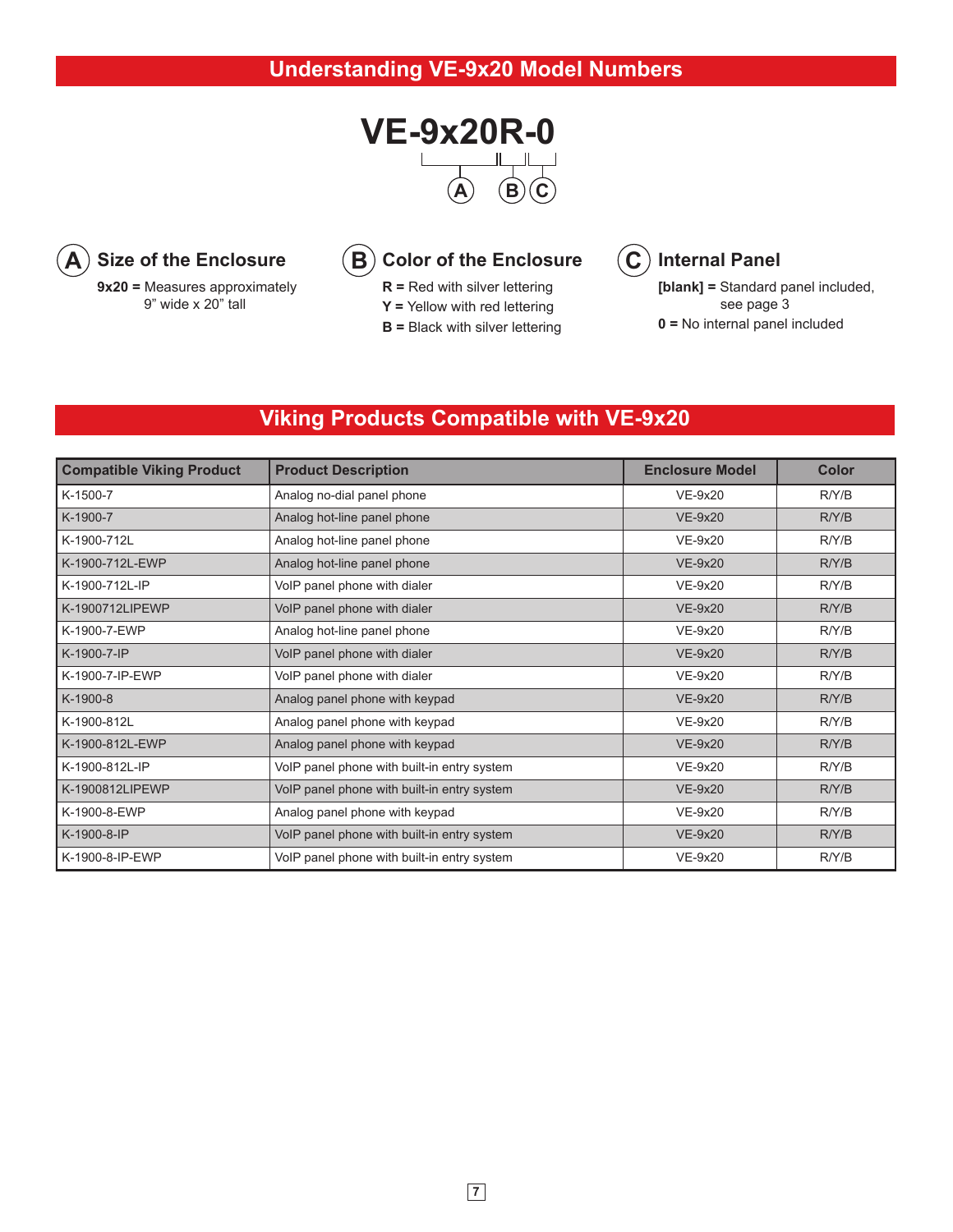## Understanding VE-9x20 Model Numbers

**VE-9x20R-0**

(A) (B) (C)

### (A) Size of the Enclosure

**9x20 =** Measures approximately 9" wide x 20" tall

### (B) Color of the Enclosure

**R =** Red with silver lettering
**Y =** Yellow with red lettering
**B =** Black with silver lettering

### (C) Internal Panel

**[blank] =** Standard panel included, see page 3
**0 =** No internal panel included

## Viking Products Compatible with VE-9x20

| Compatible Viking Product | Product Description | Enclosure Model | Color |
|---|---|---|---|
| K-1500-7 | Analog no-dial panel phone | VE-9x20 | R/Y/B |
| K-1900-7 | Analog hot-line panel phone | VE-9x20 | R/Y/B |
| K-1900-712L | Analog hot-line panel phone | VE-9x20 | R/Y/B |
| K-1900-712L-EWP | Analog hot-line panel phone | VE-9x20 | R/Y/B |
| K-1900-712L-IP | VoIP panel phone with dialer | VE-9x20 | R/Y/B |
| K-1900712LIPEWP | VoIP panel phone with dialer | VE-9x20 | R/Y/B |
| K-1900-7-EWP | Analog hot-line panel phone | VE-9x20 | R/Y/B |
| K-1900-7-IP | VoIP panel phone with dialer | VE-9x20 | R/Y/B |
| K-1900-7-IP-EWP | VoIP panel phone with dialer | VE-9x20 | R/Y/B |
| K-1900-8 | Analog panel phone with keypad | VE-9x20 | R/Y/B |
| K-1900-812L | Analog panel phone with keypad | VE-9x20 | R/Y/B |
| K-1900-812L-EWP | Analog panel phone with keypad | VE-9x20 | R/Y/B |
| K-1900-812L-IP | VoIP panel phone with built-in entry system | VE-9x20 | R/Y/B |
| K-1900812LIPEWP | VoIP panel phone with built-in entry system | VE-9x20 | R/Y/B |
| K-1900-8-EWP | Analog panel phone with keypad | VE-9x20 | R/Y/B |
| K-1900-8-IP | VoIP panel phone with built-in entry system | VE-9x20 | R/Y/B |
| K-1900-8-IP-EWP | VoIP panel phone with built-in entry system | VE-9x20 | R/Y/B |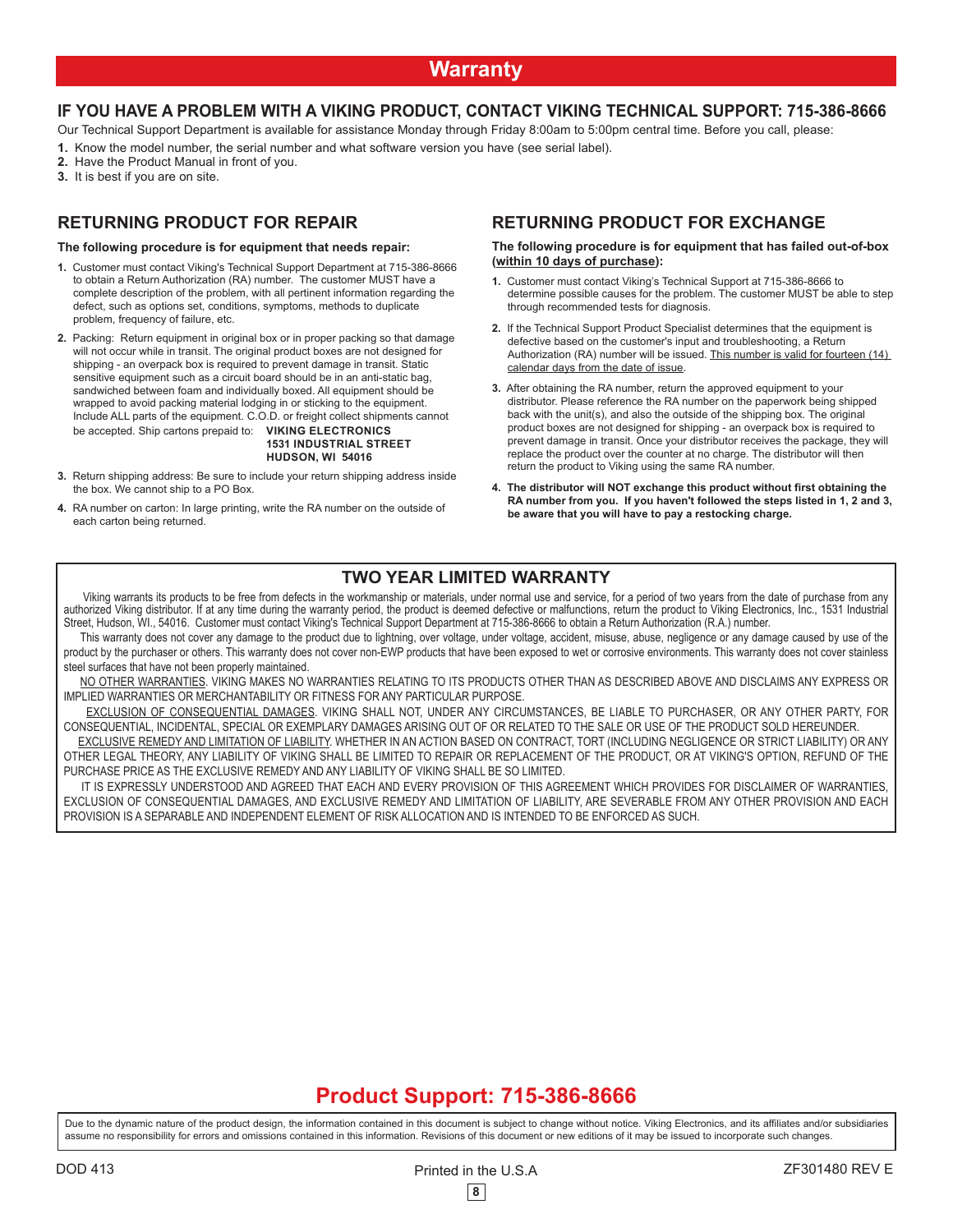# Warranty

## IF YOU HAVE A PROBLEM WITH A VIKING PRODUCT, CONTACT VIKING TECHNICAL SUPPORT: 715-386-8666

Our Technical Support Department is available for assistance Monday through Friday 8:00am to 5:00pm central time. Before you call, please:

1. Know the model number, the serial number and what software version you have (see serial label).
2. Have the Product Manual in front of you.
3. It is best if you are on site.

## RETURNING PRODUCT FOR REPAIR

**The following procedure is for equipment that needs repair:**

1. Customer must contact Viking's Technical Support Department at 715-386-8666 to obtain a Return Authorization (RA) number. The customer MUST have a complete description of the problem, with all pertinent information regarding the defect, such as options set, conditions, symptoms, methods to duplicate problem, frequency of failure, etc.
2. Packing: Return equipment in original box or in proper packing so that damage will not occur while in transit. The original product boxes are not designed for shipping - an overpack box is required to prevent damage in transit. Static sensitive equipment such as a circuit board should be in an anti-static bag, sandwiched between foam and individually boxed. All equipment should be wrapped to avoid packing material lodging in or sticking to the equipment. Include ALL parts of the equipment. C.O.D. or freight collect shipments cannot be accepted. Ship cartons prepaid to: **VIKING ELECTRONICS**
   **1531 INDUSTRIAL STREET**
   **HUDSON, WI 54016**
3. Return shipping address: Be sure to include your return shipping address inside the box. We cannot ship to a PO Box.
4. RA number on carton: In large printing, write the RA number on the outside of each carton being returned.

## RETURNING PRODUCT FOR EXCHANGE

**The following procedure is for equipment that has failed out-of-box (within 10 days of purchase):**

1. Customer must contact Viking's Technical Support at 715-386-8666 to determine possible causes for the problem. The customer MUST be able to step through recommended tests for diagnosis.
2. If the Technical Support Product Specialist determines that the equipment is defective based on the customer's input and troubleshooting, a Return Authorization (RA) number will be issued. This number is valid for fourteen (14) calendar days from the date of issue.
3. After obtaining the RA number, return the approved equipment to your distributor. Please reference the RA number on the paperwork being shipped back with the unit(s), and also the outside of the shipping box. The original product boxes are not designed for shipping - an overpack box is required to prevent damage in transit. Once your distributor receives the package, they will replace the product over the counter at no charge. The distributor will then return the product to Viking using the same RA number.
4. **The distributor will NOT exchange this product without first obtaining the RA number from you. If you haven't followed the steps listed in 1, 2 and 3, be aware that you will have to pay a restocking charge.**

## TWO YEAR LIMITED WARRANTY

Viking warrants its products to be free from defects in the workmanship or materials, under normal use and service, for a period of two years from the date of purchase from any authorized Viking distributor. If at any time during the warranty period, the product is deemed defective or malfunctions, return the product to Viking Electronics, Inc., 1531 Industrial Street, Hudson, WI., 54016. Customer must contact Viking's Technical Support Department at 715-386-8666 to obtain a Return Authorization (R.A.) number.

This warranty does not cover any damage to the product due to lightning, over voltage, under voltage, accident, misuse, abuse, negligence or any damage caused by use of the product by the purchaser or others. This warranty does not cover non-EWP products that have been exposed to wet or corrosive environments. This warranty does not cover stainless steel surfaces that have not been properly maintained.

NO OTHER WARRANTIES. VIKING MAKES NO WARRANTIES RELATING TO ITS PRODUCTS OTHER THAN AS DESCRIBED ABOVE AND DISCLAIMS ANY EXPRESS OR IMPLIED WARRANTIES OR MERCHANTABILITY OR FITNESS FOR ANY PARTICULAR PURPOSE.

EXCLUSION OF CONSEQUENTIAL DAMAGES. VIKING SHALL NOT, UNDER ANY CIRCUMSTANCES, BE LIABLE TO PURCHASER, OR ANY OTHER PARTY, FOR CONSEQUENTIAL, INCIDENTAL, SPECIAL OR EXEMPLARY DAMAGES ARISING OUT OF OR RELATED TO THE SALE OR USE OF THE PRODUCT SOLD HEREUNDER.

EXCLUSIVE REMEDY AND LIMITATION OF LIABILITY. WHETHER IN AN ACTION BASED ON CONTRACT, TORT (INCLUDING NEGLIGENCE OR STRICT LIABILITY) OR ANY OTHER LEGAL THEORY, ANY LIABILITY OF VIKING SHALL BE LIMITED TO REPAIR OR REPLACEMENT OF THE PRODUCT, OR AT VIKING'S OPTION, REFUND OF THE PURCHASE PRICE AS THE EXCLUSIVE REMEDY AND ANY LIABILITY OF VIKING SHALL BE SO LIMITED.

IT IS EXPRESSLY UNDERSTOOD AND AGREED THAT EACH AND EVERY PROVISION OF THIS AGREEMENT WHICH PROVIDES FOR DISCLAIMER OF WARRANTIES, EXCLUSION OF CONSEQUENTIAL DAMAGES, AND EXCLUSIVE REMEDY AND LIMITATION OF LIABILITY, ARE SEVERABLE FROM ANY OTHER PROVISION AND EACH PROVISION IS A SEPARABLE AND INDEPENDENT ELEMENT OF RISK ALLOCATION AND IS INTENDED TO BE ENFORCED AS SUCH.

## Product Support: 715-386-8666

Due to the dynamic nature of the product design, the information contained in this document is subject to change without notice. Viking Electronics, and its affiliates and/or subsidiaries assume no responsibility for errors and omissions contained in this information. Revisions of this document or new editions of it may be issued to incorporate such changes.

DOD 413 | Printed in the U.S.A | ZF301480 REV E